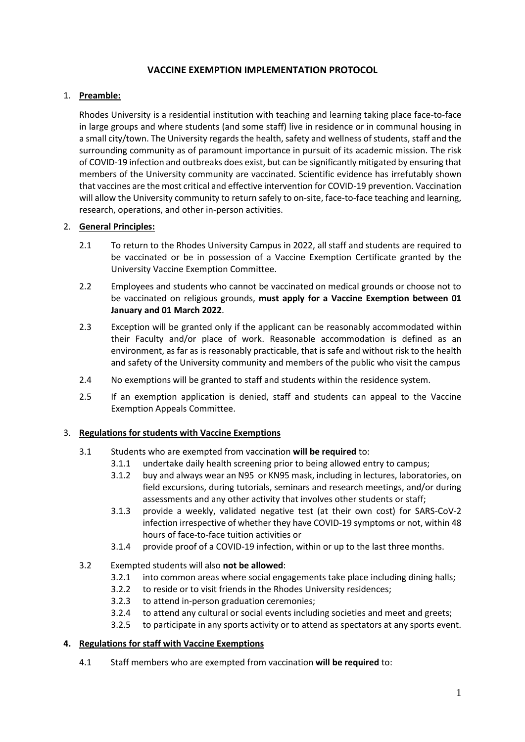# VACCINE EXEMPTION IMPLEMENTATION PROTOCOL

1. **Preamble:**

   Rhodes University is a residential institution with teaching and learning taking place face-to-face in large groups and where students (and some staff) live in residence or in communal housing in a small city/town. The University regards the health, safety and wellness of students, staff and the surrounding community as of paramount importance in pursuit of its academic mission. The risk of COVID-19 infection and outbreaks does exist, but can be significantly mitigated by ensuring that members of the University community are vaccinated. Scientific evidence has irrefutably shown that vaccines are the most critical and effective intervention for COVID-19 prevention. Vaccination will allow the University community to return safely to on-site, face-to-face teaching and learning, research, operations, and other in-person activities.

2. **General Principles:**

   2.1 To return to the Rhodes University Campus in 2022, all staff and students are required to be vaccinated or be in possession of a Vaccine Exemption Certificate granted by the University Vaccine Exemption Committee.

   2.2 Employees and students who cannot be vaccinated on medical grounds or choose not to be vaccinated on religious grounds, **must apply for a Vaccine Exemption between 01 January and 01 March 2022**.

   2.3 Exception will be granted only if the applicant can be reasonably accommodated within their Faculty and/or place of work. Reasonable accommodation is defined as an environment, as far as is reasonably practicable, that is safe and without risk to the health and safety of the University community and members of the public who visit the campus

   2.4 No exemptions will be granted to staff and students within the residence system.

   2.5 If an exemption application is denied, staff and students can appeal to the Vaccine Exemption Appeals Committee.

3. **Regulations for students with Vaccine Exemptions**

   3.1 Students who are exempted from vaccination **will be required** to:
   - 3.1.1 undertake daily health screening prior to being allowed entry to campus;
   - 3.1.2 buy and always wear an N95 or KN95 mask, including in lectures, laboratories, on field excursions, during tutorials, seminars and research meetings, and/or during assessments and any other activity that involves other students or staff;
   - 3.1.3 provide a weekly, validated negative test (at their own cost) for SARS-CoV-2 infection irrespective of whether they have COVID-19 symptoms or not, within 48 hours of face-to-face tuition activities or
   - 3.1.4 provide proof of a COVID-19 infection, within or up to the last three months.

   3.2 Exempted students will also **not be allowed**:
   - 3.2.1 into common areas where social engagements take place including dining halls;
   - 3.2.2 to reside or to visit friends in the Rhodes University residences;
   - 3.2.3 to attend in-person graduation ceremonies;
   - 3.2.4 to attend any cultural or social events including societies and meet and greets;
   - 3.2.5 to participate in any sports activity or to attend as spectators at any sports event.

4. **Regulations for staff with Vaccine Exemptions**

   4.1 Staff members who are exempted from vaccination **will be required** to: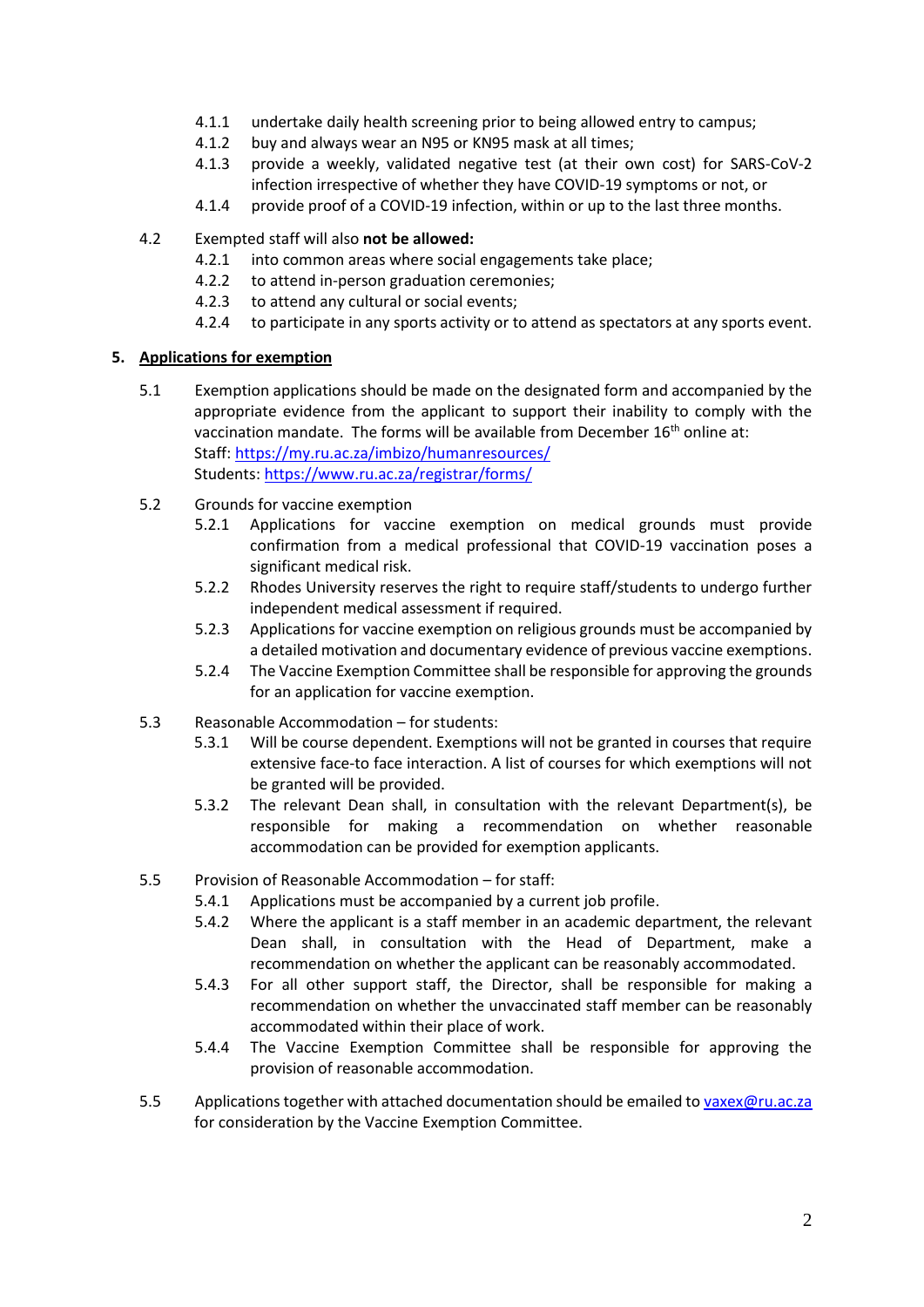4.1.1 undertake daily health screening prior to being allowed entry to campus;
4.1.2 buy and always wear an N95 or KN95 mask at all times;
4.1.3 provide a weekly, validated negative test (at their own cost) for SARS-CoV-2 infection irrespective of whether they have COVID-19 symptoms or not, or
4.1.4 provide proof of a COVID-19 infection, within or up to the last three months.

4.2 Exempted staff will also **not be allowed:**
4.2.1 into common areas where social engagements take place;
4.2.2 to attend in-person graduation ceremonies;
4.2.3 to attend any cultural or social events;
4.2.4 to participate in any sports activity or to attend as spectators at any sports event.

## 5. Applications for exemption

5.1 Exemption applications should be made on the designated form and accompanied by the appropriate evidence from the applicant to support their inability to comply with the vaccination mandate. The forms will be available from December 16th online at:
Staff: https://my.ru.ac.za/imbizo/humanresources/
Students: https://www.ru.ac.za/registrar/forms/

5.2 Grounds for vaccine exemption
5.2.1 Applications for vaccine exemption on medical grounds must provide confirmation from a medical professional that COVID-19 vaccination poses a significant medical risk.
5.2.2 Rhodes University reserves the right to require staff/students to undergo further independent medical assessment if required.
5.2.3 Applications for vaccine exemption on religious grounds must be accompanied by a detailed motivation and documentary evidence of previous vaccine exemptions.
5.2.4 The Vaccine Exemption Committee shall be responsible for approving the grounds for an application for vaccine exemption.

5.3 Reasonable Accommodation – for students:
5.3.1 Will be course dependent. Exemptions will not be granted in courses that require extensive face-to face interaction. A list of courses for which exemptions will not be granted will be provided.
5.3.2 The relevant Dean shall, in consultation with the relevant Department(s), be responsible for making a recommendation on whether reasonable accommodation can be provided for exemption applicants.

5.5 Provision of Reasonable Accommodation – for staff:
5.4.1 Applications must be accompanied by a current job profile.
5.4.2 Where the applicant is a staff member in an academic department, the relevant Dean shall, in consultation with the Head of Department, make a recommendation on whether the applicant can be reasonably accommodated.
5.4.3 For all other support staff, the Director, shall be responsible for making a recommendation on whether the unvaccinated staff member can be reasonably accommodated within their place of work.
5.4.4 The Vaccine Exemption Committee shall be responsible for approving the provision of reasonable accommodation.

5.5 Applications together with attached documentation should be emailed to vaxex@ru.ac.za for consideration by the Vaccine Exemption Committee.